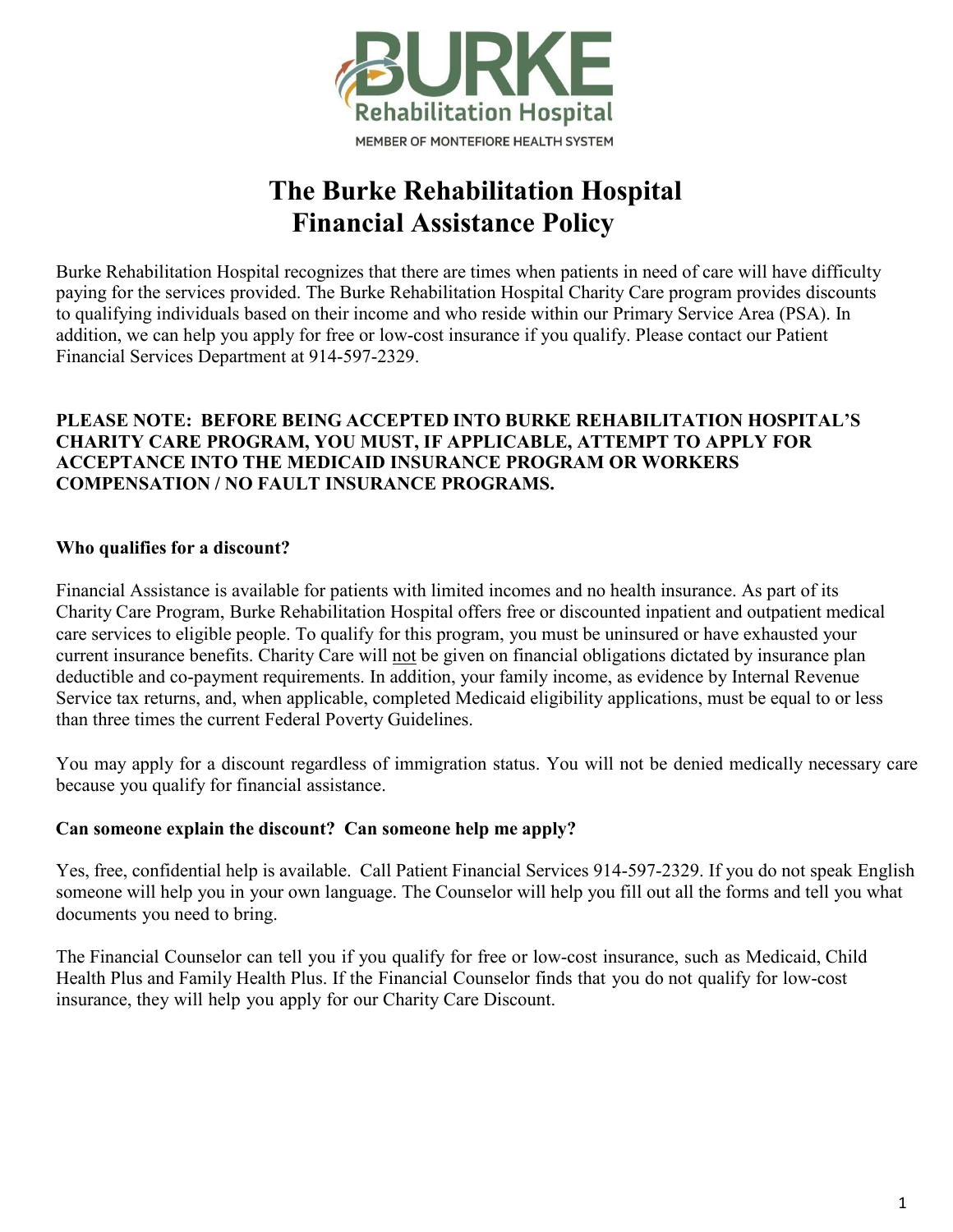BURKE
Rehabilitation Hospital
MEMBER OF MONTEFIORE HEALTH SYSTEM

# The Burke Rehabilitation Hospital Financial Assistance Policy

Burke Rehabilitation Hospital recognizes that there are times when patients in need of care will have difficulty paying for the services provided. The Burke Rehabilitation Hospital Charity Care program provides discounts to qualifying individuals based on their income and who reside within our Primary Service Area (PSA). In addition, we can help you apply for free or low-cost insurance if you qualify. Please contact our Patient Financial Services Department at 914-597-2329.

**PLEASE NOTE: BEFORE BEING ACCEPTED INTO BURKE REHABILITATION HOSPITAL'S CHARITY CARE PROGRAM, YOU MUST, IF APPLICABLE, ATTEMPT TO APPLY FOR ACCEPTANCE INTO THE MEDICAID INSURANCE PROGRAM OR WORKERS COMPENSATION / NO FAULT INSURANCE PROGRAMS.**

**Who qualifies for a discount?**

Financial Assistance is available for patients with limited incomes and no health insurance. As part of its Charity Care Program, Burke Rehabilitation Hospital offers free or discounted inpatient and outpatient medical care services to eligible people. To qualify for this program, you must be uninsured or have exhausted your current insurance benefits. Charity Care will not be given on financial obligations dictated by insurance plan deductible and co-payment requirements. In addition, your family income, as evidence by Internal Revenue Service tax returns, and, when applicable, completed Medicaid eligibility applications, must be equal to or less than three times the current Federal Poverty Guidelines.

You may apply for a discount regardless of immigration status. You will not be denied medically necessary care because you qualify for financial assistance.

**Can someone explain the discount? Can someone help me apply?**

Yes, free, confidential help is available. Call Patient Financial Services 914-597-2329. If you do not speak English someone will help you in your own language. The Counselor will help you fill out all the forms and tell you what documents you need to bring.

The Financial Counselor can tell you if you qualify for free or low-cost insurance, such as Medicaid, Child Health Plus and Family Health Plus. If the Financial Counselor finds that you do not qualify for low-cost insurance, they will help you apply for our Charity Care Discount.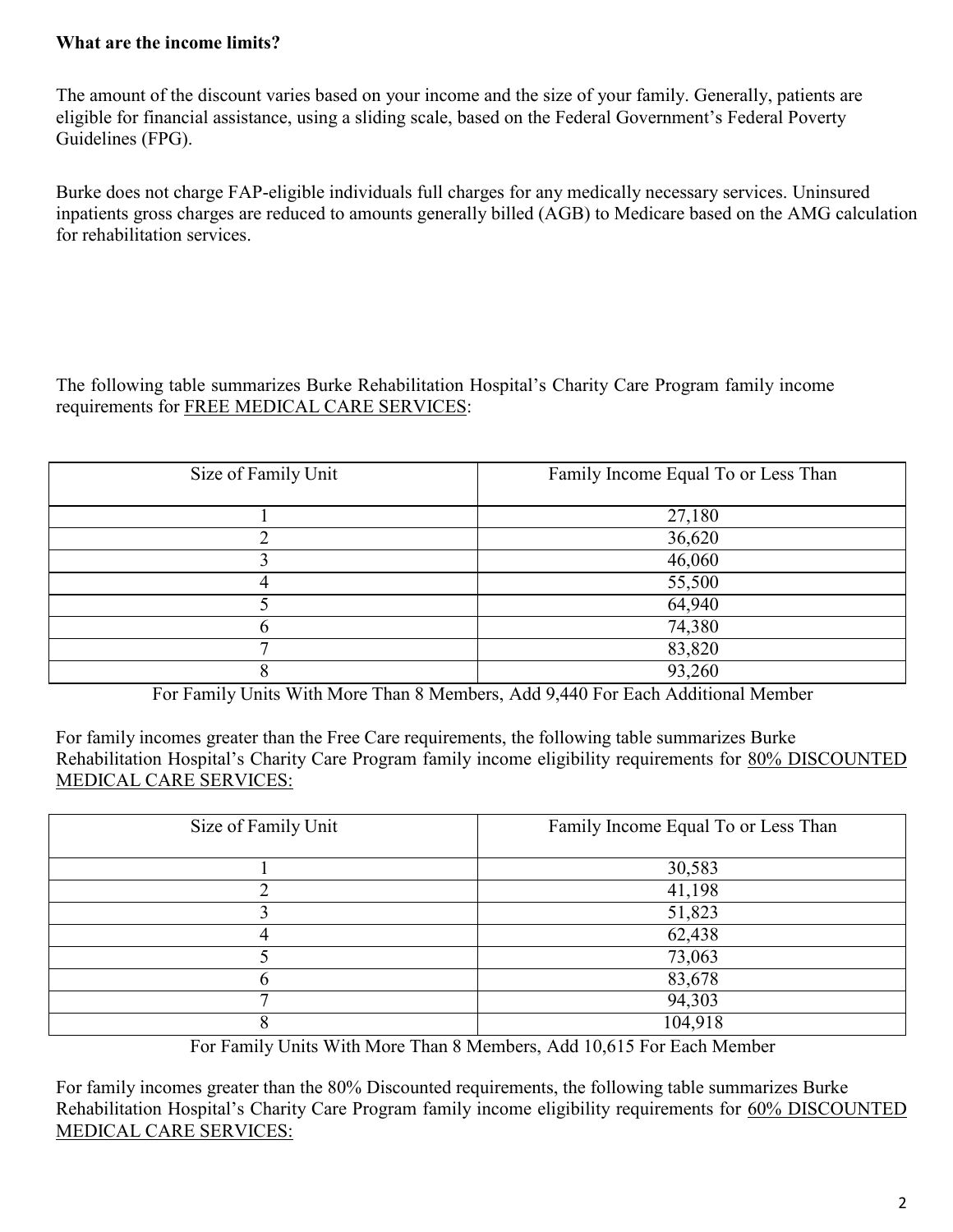**What are the income limits?**

The amount of the discount varies based on your income and the size of your family. Generally, patients are eligible for financial assistance, using a sliding scale, based on the Federal Government's Federal Poverty Guidelines (FPG).

Burke does not charge FAP-eligible individuals full charges for any medically necessary services. Uninsured inpatients gross charges are reduced to amounts generally billed (AGB) to Medicare based on the AMG calculation for rehabilitation services.

The following table summarizes Burke Rehabilitation Hospital's Charity Care Program family income requirements for <u>FREE MEDICAL CARE SERVICES</u>:

| Size of Family Unit | Family Income Equal To or Less Than |
|---|---|
| 1 | 27,180 |
| 2 | 36,620 |
| 3 | 46,060 |
| 4 | 55,500 |
| 5 | 64,940 |
| 6 | 74,380 |
| 7 | 83,820 |
| 8 | 93,260 |

For Family Units With More Than 8 Members, Add 9,440 For Each Additional Member

For family incomes greater than the Free Care requirements, the following table summarizes Burke Rehabilitation Hospital's Charity Care Program family income eligibility requirements for <u>80% DISCOUNTED MEDICAL CARE SERVICES:</u>

| Size of Family Unit | Family Income Equal To or Less Than |
|---|---|
| 1 | 30,583 |
| 2 | 41,198 |
| 3 | 51,823 |
| 4 | 62,438 |
| 5 | 73,063 |
| 6 | 83,678 |
| 7 | 94,303 |
| 8 | 104,918 |

For Family Units With More Than 8 Members, Add 10,615 For Each Member

For family incomes greater than the 80% Discounted requirements, the following table summarizes Burke Rehabilitation Hospital's Charity Care Program family income eligibility requirements for <u>60% DISCOUNTED MEDICAL CARE SERVICES:</u>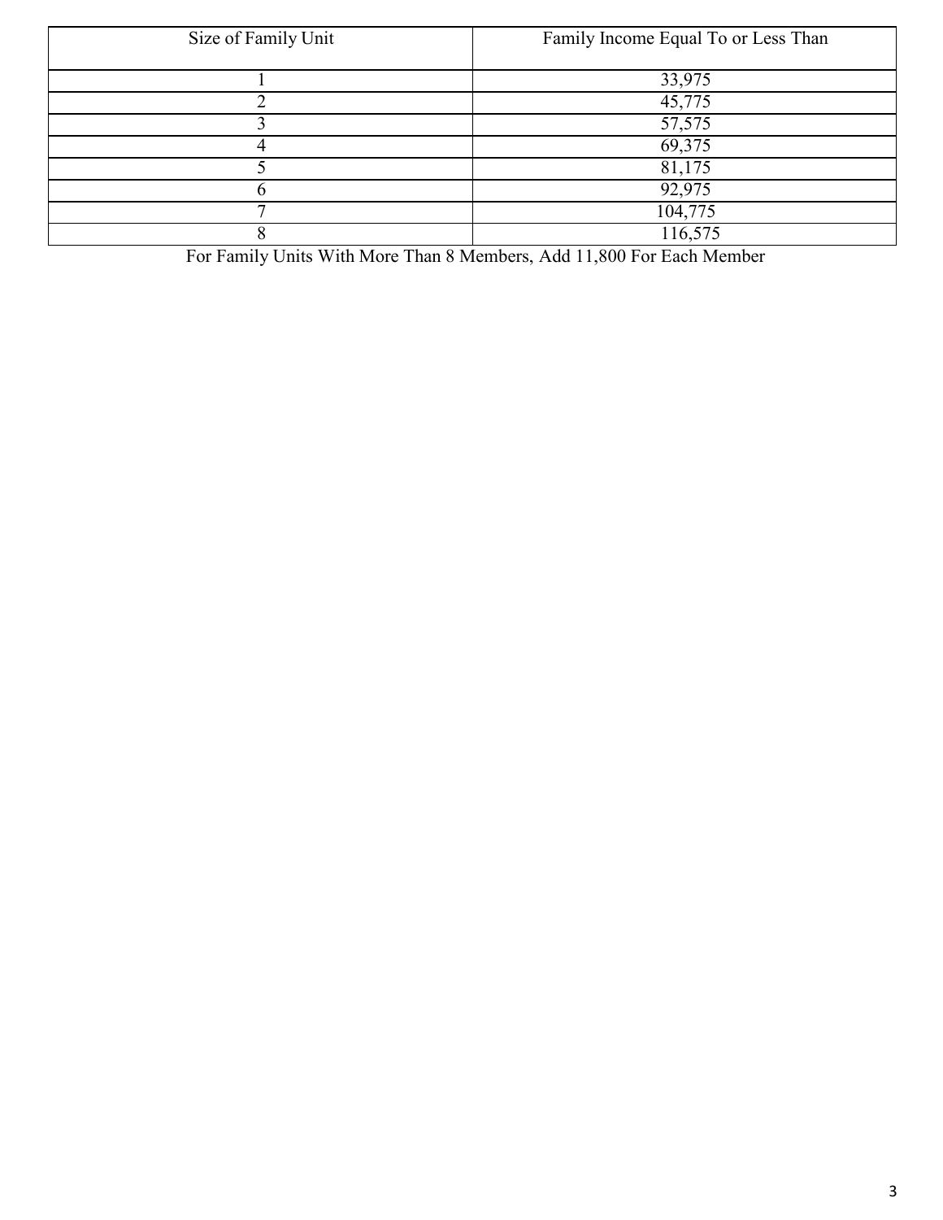| Size of Family Unit | Family Income Equal To or Less Than |
|---|---|
| 1 | 33,975 |
| 2 | 45,775 |
| 3 | 57,575 |
| 4 | 69,375 |
| 5 | 81,175 |
| 6 | 92,975 |
| 7 | 104,775 |
| 8 | 116,575 |

For Family Units With More Than 8 Members, Add 11,800 For Each Member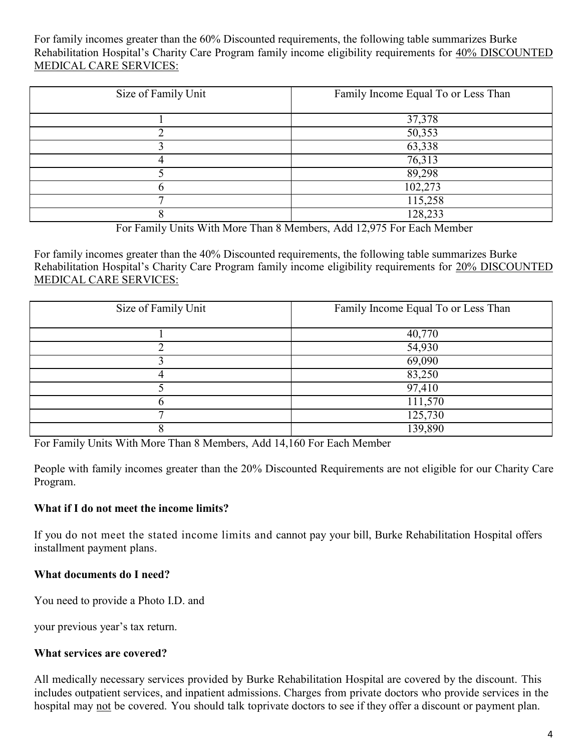For family incomes greater than the 60% Discounted requirements, the following table summarizes Burke Rehabilitation Hospital's Charity Care Program family income eligibility requirements for <u>40% DISCOUNTED MEDICAL CARE SERVICES:</u>

| Size of Family Unit | Family Income Equal To or Less Than |
|---|---|
| 1 | 37,378 |
| 2 | 50,353 |
| 3 | 63,338 |
| 4 | 76,313 |
| 5 | 89,298 |
| 6 | 102,273 |
| 7 | 115,258 |
| 8 | 128,233 |

For Family Units With More Than 8 Members, Add 12,975 For Each Member

For family incomes greater than the 40% Discounted requirements, the following table summarizes Burke Rehabilitation Hospital's Charity Care Program family income eligibility requirements for <u>20% DISCOUNTED MEDICAL CARE SERVICES:</u>

| Size of Family Unit | Family Income Equal To or Less Than |
|---|---|
| 1 | 40,770 |
| 2 | 54,930 |
| 3 | 69,090 |
| 4 | 83,250 |
| 5 | 97,410 |
| 6 | 111,570 |
| 7 | 125,730 |
| 8 | 139,890 |

For Family Units With More Than 8 Members, Add 14,160 For Each Member

People with family incomes greater than the 20% Discounted Requirements are not eligible for our Charity Care Program.

**What if I do not meet the income limits?**

If you do not meet the stated income limits and cannot pay your bill, Burke Rehabilitation Hospital offers installment payment plans.

**What documents do I need?**

You need to provide a Photo I.D. and

your previous year's tax return.

**What services are covered?**

All medically necessary services provided by Burke Rehabilitation Hospital are covered by the discount. This includes outpatient services, and inpatient admissions. Charges from private doctors who provide services in the hospital may <u>not</u> be covered. You should talk toprivate doctors to see if they offer a discount or payment plan.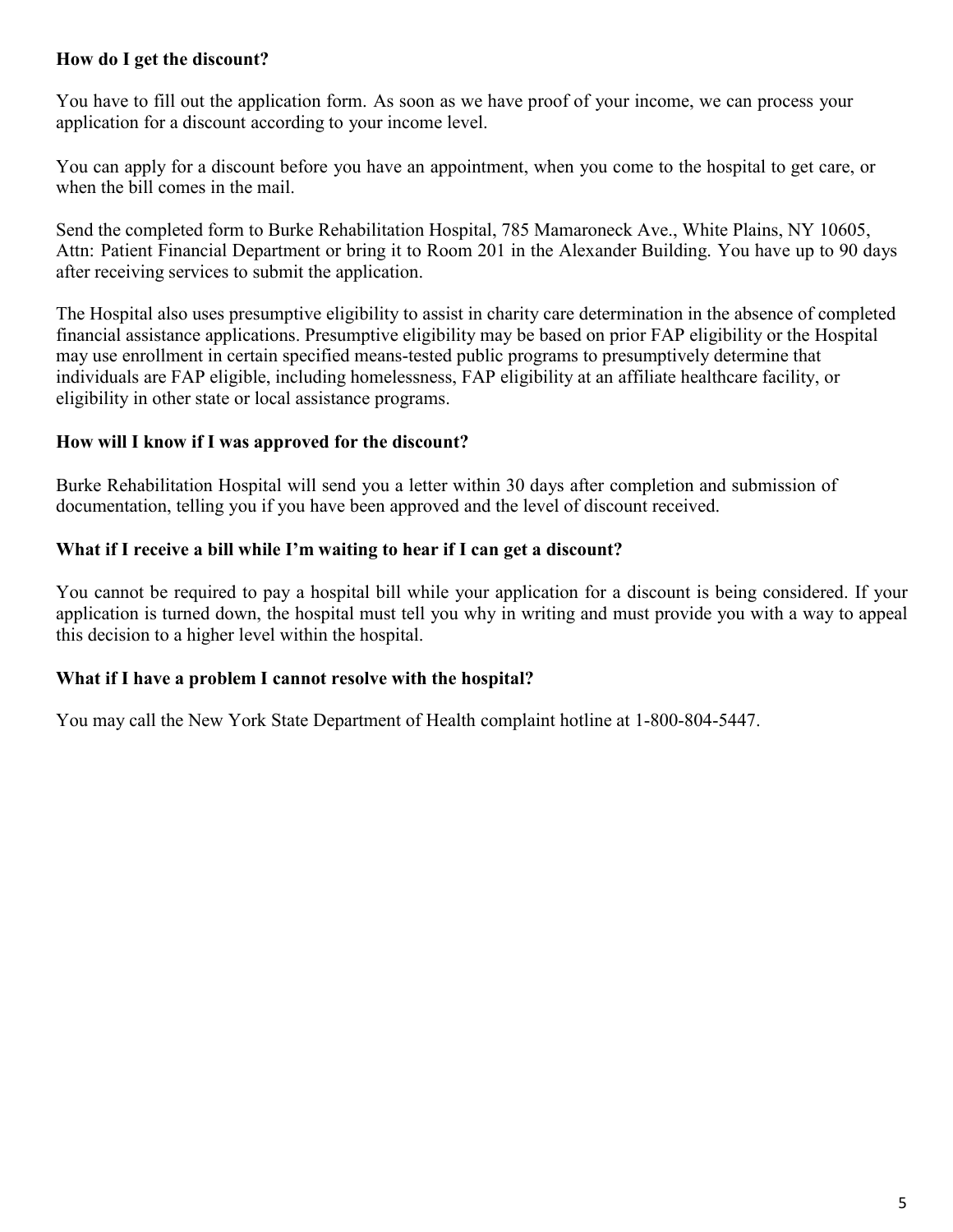**How do I get the discount?**

You have to fill out the application form. As soon as we have proof of your income, we can process your application for a discount according to your income level.

You can apply for a discount before you have an appointment, when you come to the hospital to get care, or when the bill comes in the mail.

Send the completed form to Burke Rehabilitation Hospital, 785 Mamaroneck Ave., White Plains, NY 10605, Attn: Patient Financial Department or bring it to Room 201 in the Alexander Building. You have up to 90 days after receiving services to submit the application.

The Hospital also uses presumptive eligibility to assist in charity care determination in the absence of completed financial assistance applications. Presumptive eligibility may be based on prior FAP eligibility or the Hospital may use enrollment in certain specified means-tested public programs to presumptively determine that individuals are FAP eligible, including homelessness, FAP eligibility at an affiliate healthcare facility, or eligibility in other state or local assistance programs.

**How will I know if I was approved for the discount?**

Burke Rehabilitation Hospital will send you a letter within 30 days after completion and submission of documentation, telling you if you have been approved and the level of discount received.

**What if I receive a bill while I'm waiting to hear if I can get a discount?**

You cannot be required to pay a hospital bill while your application for a discount is being considered. If your application is turned down, the hospital must tell you why in writing and must provide you with a way to appeal this decision to a higher level within the hospital.

**What if I have a problem I cannot resolve with the hospital?**

You may call the New York State Department of Health complaint hotline at 1-800-804-5447.